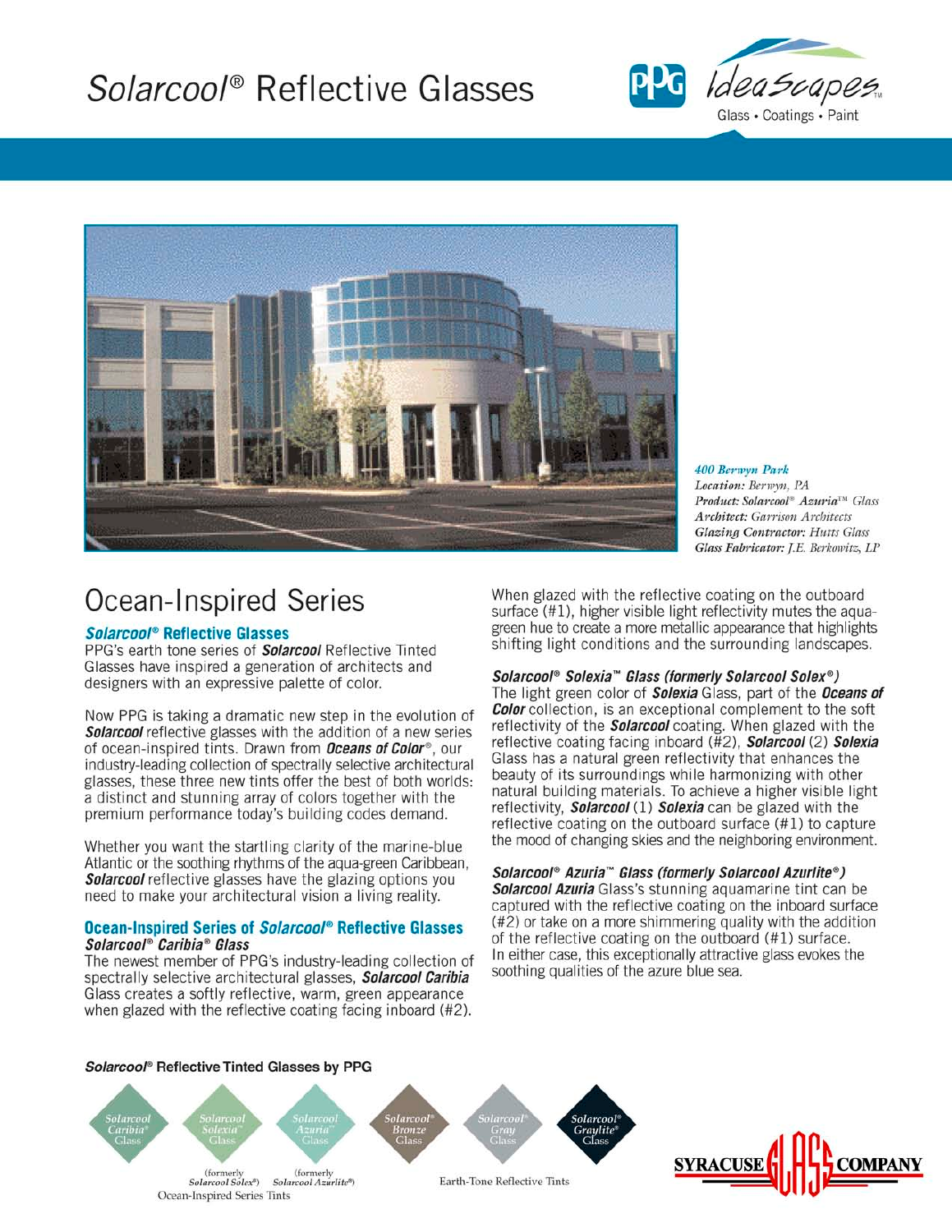# Solarcool® Reflective Glasses

PPG IdeaScapes™ Glass • Coatings • Paint

***400 Berwyn Park***
*Location: Berwyn, PA*
*Product: Solarcool® Azuria™ Glass*
*Architect: Garrison Architects*
*Glazing Contractor: Hutts Glass*
*Glass Fabricator: J.E. Berkowitz, LP*

## Ocean-Inspired Series

### *Solarcool®* Reflective Glasses

PPG's earth tone series of ***Solarcool*** Reflective Tinted Glasses have inspired a generation of architects and designers with an expressive palette of color.

Now PPG is taking a dramatic new step in the evolution of ***Solarcool*** reflective glasses with the addition of a new series of ocean-inspired tints. Drawn from ***Oceans of Color®***, our industry-leading collection of spectrally selective architectural glasses, these three new tints offer the best of both worlds: a distinct and stunning array of colors together with the premium performance today's building codes demand.

Whether you want the startling clarity of the marine-blue Atlantic or the soothing rhythms of the aqua-green Caribbean, ***Solarcool*** reflective glasses have the glazing options you need to make your architectural vision a living reality.

### Ocean-Inspired Series of *Solarcool®* Reflective Glasses

***Solarcool® Caribia® Glass***

The newest member of PPG's industry-leading collection of spectrally selective architectural glasses, ***Solarcool Caribia*** Glass creates a softly reflective, warm, green appearance when glazed with the reflective coating facing inboard (#2). When glazed with the reflective coating on the outboard surface (#1), higher visible light reflectivity mutes the aqua-green hue to create a more metallic appearance that highlights shifting light conditions and the surrounding landscapes.

***Solarcool® Solexia™ Glass (formerly Solarcool Solex®)***

The light green color of ***Solexia*** Glass, part of the ***Oceans of Color*** collection, is an exceptional complement to the soft reflectivity of the ***Solarcool*** coating. When glazed with the reflective coating facing inboard (#2), ***Solarcool*** (2) ***Solexia*** Glass has a natural green reflectivity that enhances the beauty of its surroundings while harmonizing with other natural building materials. To achieve a higher visible light reflectivity, ***Solarcool*** (1) ***Solexia*** can be glazed with the reflective coating on the outboard surface (#1) to capture the mood of changing skies and the neighboring environment.

***Solarcool® Azuria™ Glass (formerly Solarcool Azurlite®)***

***Solarcool Azuria*** Glass's stunning aquamarine tint can be captured with the reflective coating on the inboard surface (#2) or take on a more shimmering quality with the addition of the reflective coating on the outboard (#1) surface. In either case, this exceptionally attractive glass evokes the soothing qualities of the azure blue sea.

**Solarcool® Reflective Tinted Glasses by PPG**

Ocean-Inspired Series Tints:
- Solarcool Caribia® Glass
- Solarcool Solexia™ Glass (formerly Solarcool Solex®)
- Solarcool Azuria™ Glass (formerly Solarcool Azurlite®)

Earth-Tone Reflective Tints:
- Solarcool® Bronze Glass
- Solarcool® Gray Glass
- Solarcool® Graylite® Glass

SYRACUSE GLASS COMPANY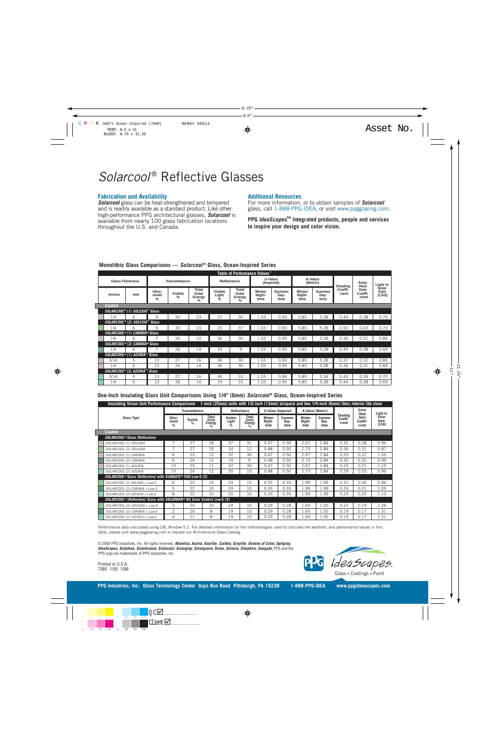# *Solarcool*® Reflective Glasses

## Fabrication and Availability

***Solarcool*** glass can be heat-strengthened and tempered and is readily available as a standard product. Like other high-performance PPG architectural glasses, ***Solarcool*** is available from nearly 100 glass fabrication locations throughout the U.S. and Canada.

## Additional Resources

For more information, or to obtain samples of ***Solarcool*** glass, call 1-888-PPG-IDEA, or visit www.ppgglazing.com.

**PPG *IdeaScapes*.™ Integrated products, people and services to inspire your design and color vision.**

### Monolithic Glass Comparisons — *Solarcool*® Glass, Ocean-Inspired Series

Table of Performance Values[1]

| Glass Thickness | | Transmittance | | | Reflectance | | U-Value (Imperial) | | K-Value (Metric) | | Shading Coeffi-cient | Solar Heat Gain Coeffi-cient | Light to Solar Gain (LSG) |
|---|---|---|---|---|---|---|---|---|---|---|---|---|---|
| Inches | mm | Ultra-violet % | Visible % | Total Solar Energy % | Visible Light % | Total Solar Energy % | Winter Night-time | Summer Day-time | Winter Night-time | Summer Day-time | | | |
| **Coated** | | | | | | | | | | | | | |
| ***SOLARCOOL® (1) SOLEXIA™ Glass*** | | | | | | | | | | | | | |
| 1/4 | 6 | 9 | 30 | 23 | 37 | 30 | 1.03 | 0.93 | 5.85 | 5.28 | 0.44 | 0.38 | 0.79 |
| ***SOLARCOOL® (2) SOLEXIA™ Glass*** | | | | | | | | | | | | | |
| 1/4 | 6 | 9 | 30 | 23 | 23 | 37 | 1.03 | 0.93 | 5.85 | 5.28 | 0.50 | 0.43 | 0.70 |
| ***SOLARCOOL® (1) CARIBIA® Glass*** | | | | | | | | | | | | | |
| 1/4 | 6 | 7 | 26 | 14 | 36 | 30 | 1.03 | 0.93 | 5.85 | 5.28 | 0.36 | 0.31 | 0.84 |
| ***SOLARCOOL® (2) CARIBIA® Glass*** | | | | | | | | | | | | | |
| 1/4 | 6 | 7 | 26 | 14 | 19 | 9 | 1.03 | 0.93 | 5.85 | 5.28 | 0.44 | 0.38 | 0.69 |
| ***SOLARCOOL® (1) AZURIA™ Glass*** | | | | | | | | | | | | | |
| 3/16 | 5 | 13 | 27 | 16 | 36 | 30 | 1.03 | 0.93 | 5.85 | 5.28 | 0.37 | 0.32 | 0.85 |
| 1/4 | 6 | 12 | 26 | 14 | 36 | 30 | 1.03 | 0.93 | 5.85 | 5.28 | 0.36 | 0.31 | 0.84 |
| ***SOLARCOOL® (2) AZURIA™ Glass*** | | | | | | | | | | | | | |
| 3/16 | 5 | 13 | 27 | 16 | 36 | 10 | 1.03 | 0.94 | 5.85 | 5.34 | 0.45 | 0.39 | 0.70 |
| 1/4 | 6 | 12 | 26 | 14 | 19 | 10 | 1.03 | 0.93 | 5.85 | 5.28 | 0.44 | 0.38 | 0.69 |

### One-Inch Insulating Glass Unit Comparisons Using 1/4" (6mm) *Solarcool*® Glass, Ocean-Inspired Series

Insulating Vision Unit Performance Comparisons — 1-inch (25mm) units with 1/2-inch (13mm) airspace and two 1/4-inch (6mm) lites; interior lite clear

| Glass Type | Transmittance | | | Reflectance | | U-Value (Imperial) | | K-Value (Metric) | | Shading Coeffi-cient | Solar Heat Gain Coeffi-cient | Light to Solar Gain (LSG) |
|---|---|---|---|---|---|---|---|---|---|---|---|---|
| | Ultra-violet % | Visible % | Total Solar Energy % | Visible Light % | Total Solar Energy % | Winter Night-time | Summer Day-time | Winter Night-time | Summer Day-time | | | |
| **Coated** | | | | | | | | | | | | |
| ***SOLARCOOL® Glass (Reflective)*** | | | | | | | | | | | | |
| *SOLARCOOL (1) SOLEXIA* | 7 | 27 | 18 | 37 | 31 | 0.47 | 0.50 | 2.67 | 2.84 | 0.32 | 0.28 | 0.96 |
| *SOLARCOOL (2) SOLEXIA* | 7 | 27 | 19 | 24 | 12 | 0.48 | 0.50 | 2.73 | 2.84 | 0.36 | 0.31 | 0.87 |
| *SOLARCOOL (1) CARIBIA* | 6 | 23 | 12 | 37 | 30 | 0.47 | 0.50 | 2.67 | 2.84 | 0.25 | 0.22 | 1.05 |
| *SOLARCOOL (2) CARIBIA* | 6 | 24 | 12 | 19 | 9 | 0.48 | 0.50 | 2.73 | 2.84 | 0.30 | 0.25 | 0.96 |
| *SOLARCOOL (1) AZURIA* | 10 | 23 | 11 | 37 | 30 | 0.47 | 0.50 | 2.67 | 2.84 | 0.25 | 0.21 | 1.10 |
| *SOLARCOOL (2) AZURIA* | 10 | 24 | 12 | 20 | 10 | 0.48 | 0.50 | 2.73 | 2.84 | 0.29 | 0.25 | 0.96 |
| ***SOLARCOOL® Glass (Reflective) with SUNGATE® 500 Low-E (3)*** | | | | | | | | | | | | |
| *SOLARCOOL (2) SOLEXIA* + Low-E | 6 | 25 | 15 | 24 | 13 | 0.35 | 0.35 | 1.99 | 1.99 | 0.31 | 0.26 | 0.96 |
| *SOLARCOOL (2) CARIBIA* + Low-E | 5 | 22 | 10 | 19 | 10 | 0.35 | 0.35 | 1.99 | 1.99 | 0.24 | 0.21 | 1.05 |
| *SOLARCOOL (2) AZURIA* + Low-E | 8 | 22 | 10 | 20 | 10 | 0.35 | 0.35 | 1.99 | 1.99 | 0.23 | 0.20 | 1.10 |
| ***SOLARCOOL® (Reflective) Glass with SOLARBAN® 60 Solar Control Low-E (3)*** | | | | | | | | | | | | |
| *SOLARCOOL (2) SOLEXIA* + Low-E | 3 | 24 | 10 | 24 | 15 | 0.29 | 0.28 | 1.65 | 1.55 | 0.22 | 0.19 | 1.26 |
| *SOLARCOOL (2) CARIBIA* + Low-E | 2 | 20 | 8 | 19 | 10 | 0.29 | 0.28 | 1.65 | 1.55 | 0.19 | 0.17 | 1.31 |
| *SOLARCOOL (2) AZURIA* + Low-E | 4 | 21 | 8 | 19 | 10 | 0.29 | 0.28 | 1.65 | 1.55 | 0.19 | 0.17 | 1.31 |

Performance data calculated using LBL Window 5.2. For detailed information on the methodologies used to calculate the aesthetic and performance values in this table, please visit www.ppgglazing.com or request our Architectural Glass Catalog.

© 2005 PPG Industries, Inc. All rights reserved. ***Atlantica, Azuria, Azurlite, Caribia, Graylite, Oceans of Color, Optigray, IdeaScapes, Solarban, Solarbronze, Solarcool, Solargray, Solargreen, Solex, Solexia, Starphire, Sungate,*** PPG and the PPG logo are trademarks of PPG Industries, Inc.

Printed in U.S.A.
7080 1/05 10M

IdeaScapes™
Glass • Coatings • Paint

**PPG Industries, Inc. Glass Technology Center Guys Run Road Pittsburgh, PA 15238 1-888-PPG-IDEA www.ppgideascapes.com**